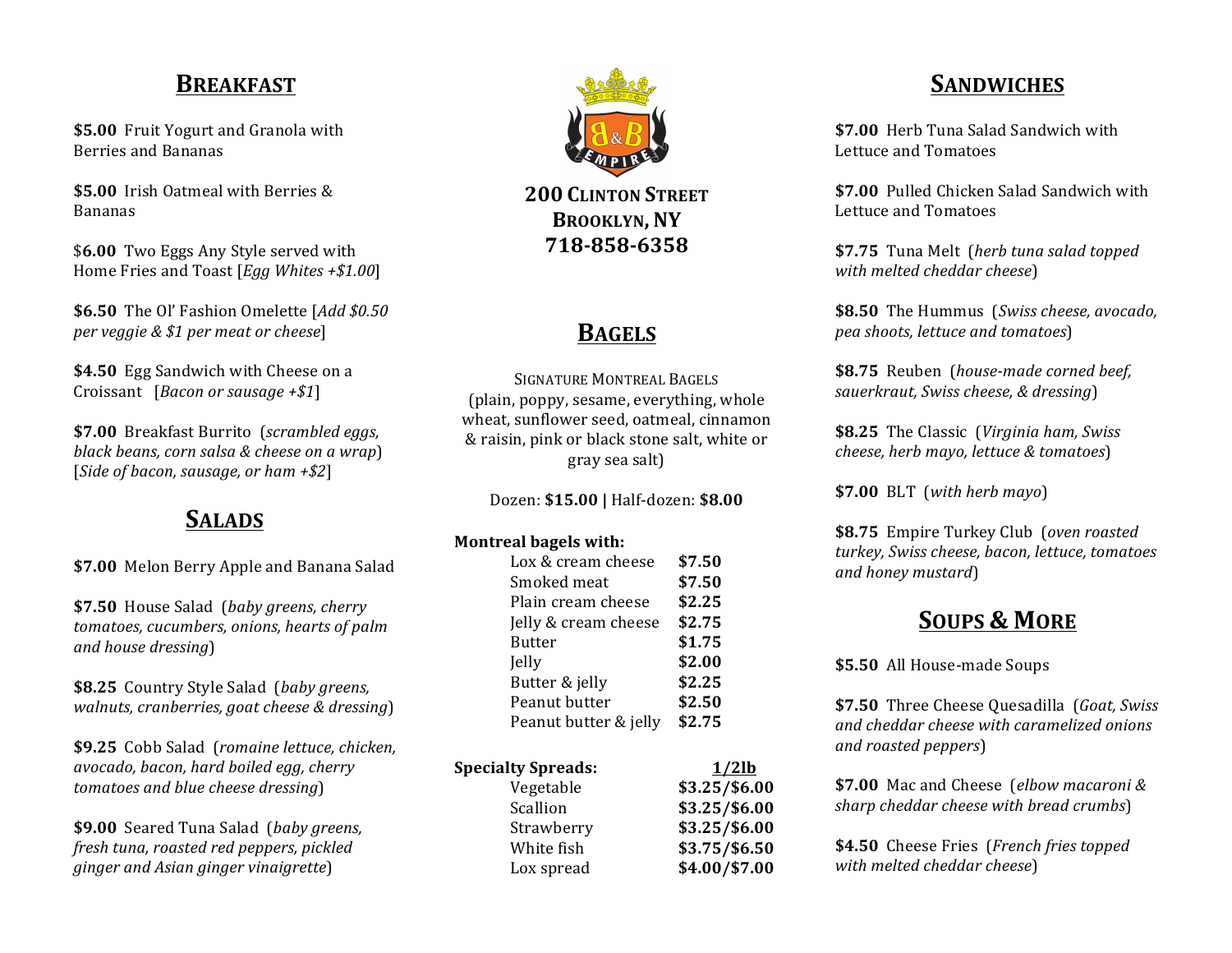## Breakfast

**$5.00** Fruit Yogurt and Granola with Berries and Bananas

**$5.00** Irish Oatmeal with Berries & Bananas

$**6.00** Two Eggs Any Style served with Home Fries and Toast [*Egg Whites +$1.00*]

**$6.50** The Ol' Fashion Omelette [*Add $0.50 per veggie & $1 per meat or cheese*]

**$4.50** Egg Sandwich with Cheese on a Croissant [*Bacon or sausage +$1*]

**$7.00** Breakfast Burrito (*scrambled eggs, black beans, corn salsa & cheese on a wrap*) [*Side of bacon, sausage, or ham +$2*]

## Salads

**$7.00** Melon Berry Apple and Banana Salad

**$7.50** House Salad (*baby greens, cherry tomatoes, cucumbers, onions, hearts of palm and house dressing*)

**$8.25** Country Style Salad (*baby greens, walnuts, cranberries, goat cheese & dressing*)

**$9.25** Cobb Salad (*romaine lettuce, chicken, avocado, bacon, hard boiled egg, cherry tomatoes and blue cheese dressing*)

**$9.00** Seared Tuna Salad (*baby greens, fresh tuna, roasted red peppers, pickled ginger and Asian ginger vinaigrette*)

**200 Clinton Street**
**Brooklyn, NY**
**718-858-6358**

## Bagels

Signature Montreal Bagels
(plain, poppy, sesame, everything, whole wheat, sunflower seed, oatmeal, cinnamon & raisin, pink or black stone salt, white or gray sea salt)

Dozen: **$15.00 |** Half-dozen: **$8.00**

**Montreal bagels with:**

| Item | Price |
|---|---|
| Lox & cream cheese | **$7.50** |
| Smoked meat | **$7.50** |
| Plain cream cheese | **$2.25** |
| Jelly & cream cheese | **$2.75** |
| Butter | **$1.75** |
| Jelly | **$2.00** |
| Butter & jelly | **$2.25** |
| Peanut butter | **$2.50** |
| Peanut butter & jelly | **$2.75** |

| **Specialty Spreads:** | **1/2lb** |
|---|---|
| Vegetable | **$3.25/$6.00** |
| Scallion | **$3.25/$6.00** |
| Strawberry | **$3.25/$6.00** |
| White fish | **$3.75/$6.50** |
| Lox spread | **$4.00/$7.00** |

## Sandwiches

**$7.00** Herb Tuna Salad Sandwich with Lettuce and Tomatoes

**$7.00** Pulled Chicken Salad Sandwich with Lettuce and Tomatoes

**$7.75** Tuna Melt (*herb tuna salad topped with melted cheddar cheese*)

**$8.50** The Hummus (*Swiss cheese, avocado, pea shoots, lettuce and tomatoes*)

**$8.75** Reuben (*house-made corned beef, sauerkraut, Swiss cheese, & dressing*)

**$8.25** The Classic (*Virginia ham, Swiss cheese, herb mayo, lettuce & tomatoes*)

**$7.00** BLT (*with herb mayo*)

**$8.75** Empire Turkey Club (*oven roasted turkey, Swiss cheese, bacon, lettuce, tomatoes and honey mustard*)

## Soups & More

**$5.50** All House-made Soups

**$7.50** Three Cheese Quesadilla (*Goat, Swiss and cheddar cheese with caramelized onions and roasted peppers*)

**$7.00** Mac and Cheese (*elbow macaroni & sharp cheddar cheese with bread crumbs*)

**$4.50** Cheese Fries (*French fries topped with melted cheddar cheese*)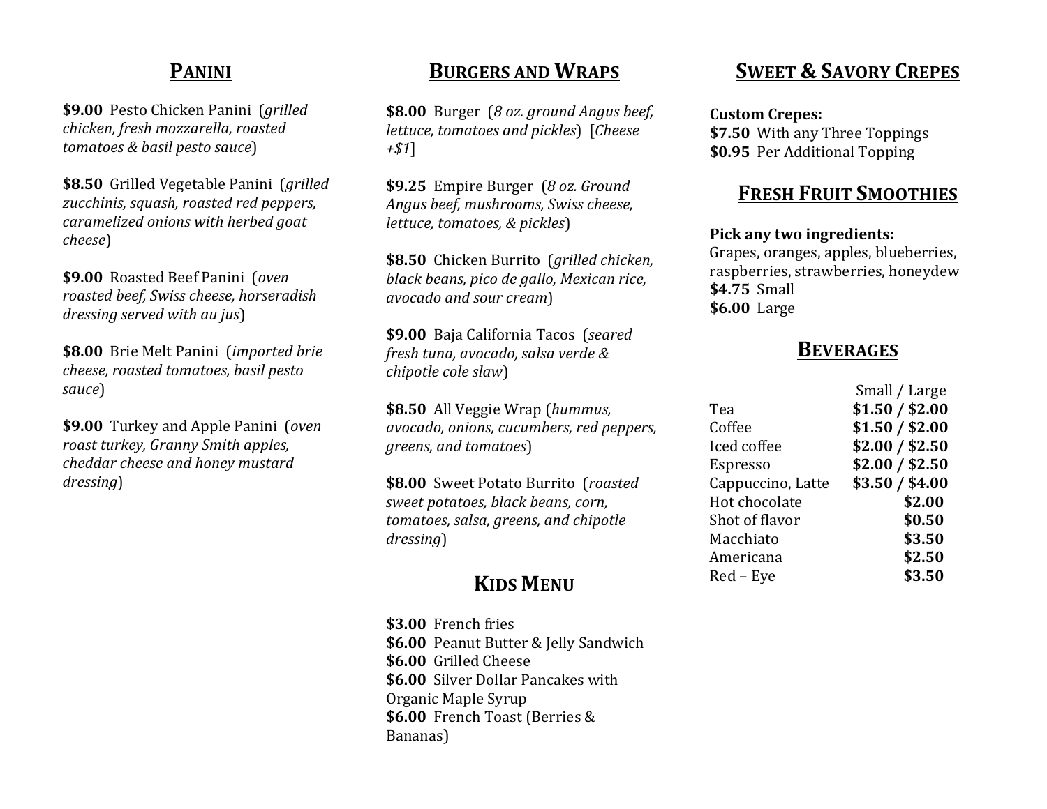## PANINI

**$9.00** Pesto Chicken Panini (*grilled chicken, fresh mozzarella, roasted tomatoes & basil pesto sauce*)

**$8.50** Grilled Vegetable Panini (*grilled zucchinis, squash, roasted red peppers, caramelized onions with herbed goat cheese*)

**$9.00** Roasted Beef Panini (*oven roasted beef, Swiss cheese, horseradish dressing served with au jus*)

**$8.00** Brie Melt Panini (*imported brie cheese, roasted tomatoes, basil pesto sauce*)

**$9.00** Turkey and Apple Panini (*oven roast turkey, Granny Smith apples, cheddar cheese and honey mustard dressing*)

## BURGERS AND WRAPS

**$8.00** Burger (*8 oz. ground Angus beef, lettuce, tomatoes and pickles*) [*Cheese +$1*]

**$9.25** Empire Burger (*8 oz. Ground Angus beef, mushrooms, Swiss cheese, lettuce, tomatoes, & pickles*)

**$8.50** Chicken Burrito (*grilled chicken, black beans, pico de gallo, Mexican rice, avocado and sour cream*)

**$9.00** Baja California Tacos (*seared fresh tuna, avocado, salsa verde & chipotle cole slaw*)

**$8.50** All Veggie Wrap (*hummus, avocado, onions, cucumbers, red peppers, greens, and tomatoes*)

**$8.00** Sweet Potato Burrito (*roasted sweet potatoes, black beans, corn, tomatoes, salsa, greens, and chipotle dressing*)

## KIDS MENU

**$3.00** French fries
**$6.00** Peanut Butter & Jelly Sandwich
**$6.00** Grilled Cheese
**$6.00** Silver Dollar Pancakes with Organic Maple Syrup
**$6.00** French Toast (Berries & Bananas)

## SWEET & SAVORY CREPES

**Custom Crepes:**
**$7.50** With any Three Toppings
**$0.95** Per Additional Topping

## FRESH FRUIT SMOOTHIES

**Pick any two ingredients:**
Grapes, oranges, apples, blueberries, raspberries, strawberries, honeydew
**$4.75** Small
**$6.00** Large

## BEVERAGES

| | Small / Large |
|---|---|
| Tea | **$1.50 / $2.00** |
| Coffee | **$1.50 / $2.00** |
| Iced coffee | **$2.00 / $2.50** |
| Espresso | **$2.00 / $2.50** |
| Cappuccino, Latte | **$3.50 / $4.00** |
| Hot chocolate | **$2.00** |
| Shot of flavor | **$0.50** |
| Macchiato | **$3.50** |
| Americana | **$2.50** |
| Red – Eye | **$3.50** |